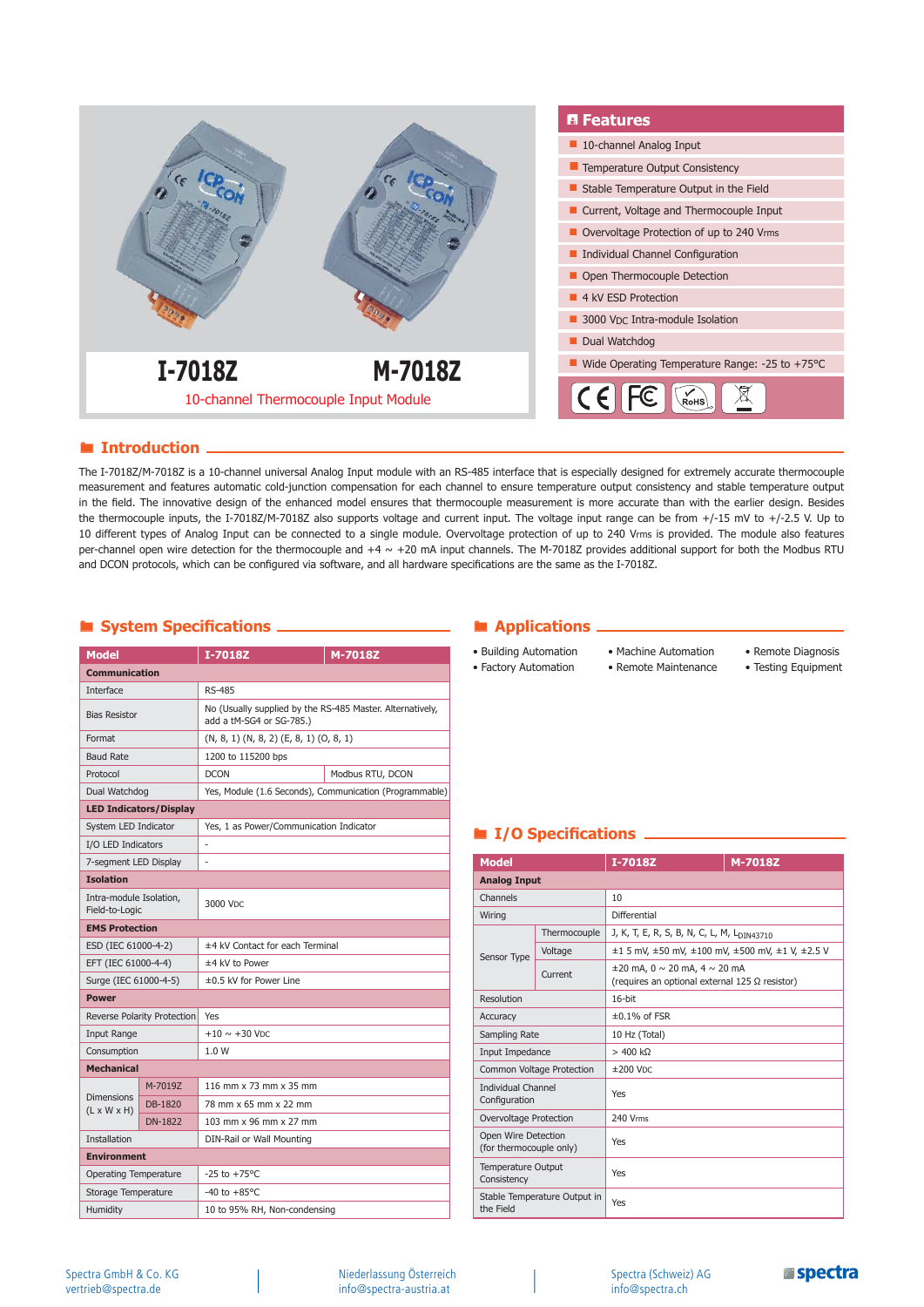# I-7018Z M-7018Z

10-channel Thermocouple Input Module

## Features

- 10-channel Analog Input
- Temperature Output Consistency
- Stable Temperature Output in the Field
- Current, Voltage and Thermocouple Input
- Overvoltage Protection of up to 240 Vrms
- Individual Channel Configuration
- Open Thermocouple Detection
- 4 kV ESD Protection
- 3000 VDC Intra-module Isolation
- Dual Watchdog
- Wide Operating Temperature Range: -25 to +75°C

## Introduction

The I-7018Z/M-7018Z is a 10-channel universal Analog Input module with an RS-485 interface that is especially designed for extremely accurate thermocouple measurement and features automatic cold-junction compensation for each channel to ensure temperature output consistency and stable temperature output in the field. The innovative design of the enhanced model ensures that thermocouple measurement is more accurate than with the earlier design. Besides the thermocouple inputs, the I-7018Z/M-7018Z also supports voltage and current input. The voltage input range can be from +/-15 mV to +/-2.5 V. Up to 10 different types of Analog Input can be connected to a single module. Overvoltage protection of up to 240 Vrms is provided. The module also features per-channel open wire detection for the thermocouple and +4 ~ +20 mA input channels. The M-7018Z provides additional support for both the Modbus RTU and DCON protocols, which can be configured via software, and all hardware specifications are the same as the I-7018Z.

## System Specifications

| Model | | I-7018Z | M-7018Z |
|---|---|---|---|
| **Communication** | | | |
| Interface | | RS-485 | |
| Bias Resistor | | No (Usually supplied by the RS-485 Master. Alternatively, add a tM-SG4 or SG-785.) | |
| Format | | (N, 8, 1) (N, 8, 2) (E, 8, 1) (O, 8, 1) | |
| Baud Rate | | 1200 to 115200 bps | |
| Protocol | | DCON | Modbus RTU, DCON |
| Dual Watchdog | | Yes, Module (1.6 Seconds), Communication (Programmable) | |
| **LED Indicators/Display** | | | |
| System LED Indicator | | Yes, 1 as Power/Communication Indicator | |
| I/O LED Indicators | | - | |
| 7-segment LED Display | | - | |
| **Isolation** | | | |
| Intra-module Isolation, Field-to-Logic | | 3000 VDC | |
| **EMS Protection** | | | |
| ESD (IEC 61000-4-2) | | ±4 kV Contact for each Terminal | |
| EFT (IEC 61000-4-4) | | ±4 kV to Power | |
| Surge (IEC 61000-4-5) | | ±0.5 kV for Power Line | |
| **Power** | | | |
| Reverse Polarity Protection | | Yes | |
| Input Range | | +10 ~ +30 VDC | |
| Consumption | | 1.0 W | |
| **Mechanical** | | | |
| Dimensions (L x W x H) | M-7019Z | 116 mm x 73 mm x 35 mm | |
| | DB-1820 | 78 mm x 65 mm x 22 mm | |
| | DN-1822 | 103 mm x 96 mm x 27 mm | |
| Installation | | DIN-Rail or Wall Mounting | |
| **Environment** | | | |
| Operating Temperature | | -25 to +75°C | |
| Storage Temperature | | -40 to +85°C | |
| Humidity | | 10 to 95% RH, Non-condensing | |

## Applications

- Building Automation
- Factory Automation
- Machine Automation
- Remote Maintenance
- Remote Diagnosis
- Testing Equipment

## I/O Specifications

| Model | | I-7018Z | M-7018Z |
|---|---|---|---|
| **Analog Input** | | | |
| Channels | | 10 | |
| Wiring | | Differential | |
| Sensor Type | Thermocouple | J, K, T, E, R, S, B, N, C, L, M, $L_{DIN43710}$ | |
| | Voltage | ±1 5 mV, ±50 mV, ±100 mV, ±500 mV, ±1 V, ±2.5 V | |
| | Current | ±20 mA, 0 ~ 20 mA, 4 ~ 20 mA (requires an optional external 125 Ω resistor) | |
| Resolution | | 16-bit | |
| Accuracy | | ±0.1% of FSR | |
| Sampling Rate | | 10 Hz (Total) | |
| Input Impedance | | > 400 kΩ | |
| Common Voltage Protection | | ±200 VDC | |
| Individual Channel Configuration | | Yes | |
| Overvoltage Protection | | 240 Vrms | |
| Open Wire Detection (for thermocouple only) | | Yes | |
| Temperature Output Consistency | | Yes | |
| Stable Temperature Output in the Field | | Yes | |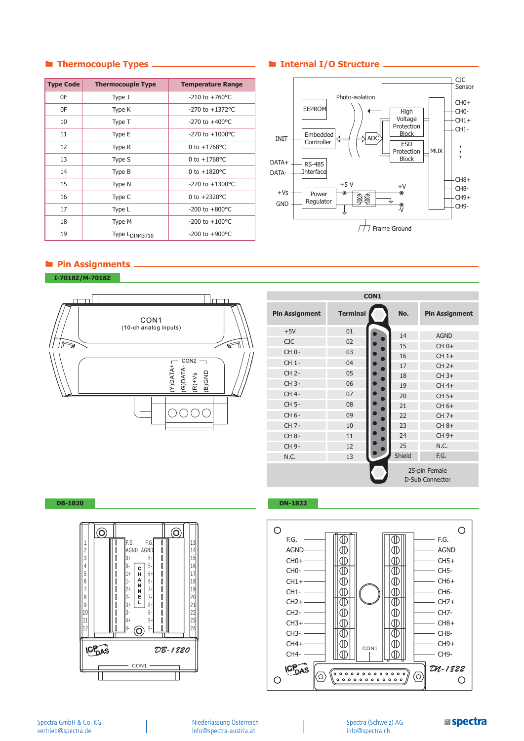## Thermocouple Types

| Type Code | Thermocouple Type | Temperature Range |
|---|---|---|
| 0E | Type J | -210 to +760°C |
| 0F | Type K | -270 to +1372°C |
| 10 | Type T | -270 to +400°C |
| 11 | Type E | -270 to +1000°C |
| 12 | Type R | 0 to +1768°C |
| 13 | Type S | 0 to +1768°C |
| 14 | Type B | 0 to +1820°C |
| 15 | Type N | -270 to +1300°C |
| 16 | Type C | 0 to +2320°C |
| 17 | Type L | -200 to +800°C |
| 18 | Type M | -200 to +100°C |
| 19 | Type $L_{DIN43710}$ | -200 to +900°C |

## Internal I/O Structure

CJC Sensor, EEPROM, Photo-isolation, High Voltage Protection Block, CH0+, CH0-, CH1+, CH1-, INIT, Embedded Controller, ADC, ESD Protection Block, MUX, DATA+, DATA-, RS-485 Interface, CH8+, CH8-, CH9+, CH9-, +5 V, +V, +Vs, GND, Power Regulator, -V, Frame Ground

## Pin Assignments

**I-7018Z/M-7018Z**

CON1 (10-ch analog inputs)

CON2: (Y)DATA+, (G)DATA-, (R)+Vs, (B)GND

| CON1 | | | |
|---|---|---|---|
| Pin Assignment | Terminal | No. | Pin Assignment |
| +5V | 01 | 14 | AGND |
| CJC | 02 | 15 | CH 0+ |
| CH 0- | 03 | 16 | CH 1+ |
| CH 1- | 04 | 17 | CH 2+ |
| CH 2- | 05 | 18 | CH 3+ |
| CH 3- | 06 | 19 | CH 4+ |
| CH 4- | 07 | 20 | CH 5+ |
| CH 5- | 08 | 21 | CH 6+ |
| CH 6- | 09 | 22 | CH 7+ |
| CH 7- | 10 | 23 | CH 8+ |
| CH 8- | 11 | 24 | CH 9+ |
| CH 9- | 12 | 25 | N.C. |
| N.C. | 13 | Shield | F.G. |

25-pin Female D-Sub Connector

**DB-1820**

F.G., AGND, 0+, 0-, 1+, 1-, 2+, 2-, 3+, 3-, 4+, 4- / F.G., AGND, 5+, 5-, 6+, 6-, 7+, 7-, 8+, 8-, 9+, 9- (CHANNEL), CON1

**DN-1822**

F.G., AGND, CH0+, CH0-, CH1+, CH1-, CH2+, CH2-, CH3+, CH3-, CH4+, CH4- / F.G., AGND, CH5+, CH5-, CH6+, CH6-, CH7+, CH7-, CH8+, CH8-, CH9+, CH9-, CON1

Spectra GmbH & Co. KG
vertrieb@spectra.de

Niederlassung Österreich
info@spectra-austria.at

Spectra (Schweiz) AG
info@spectra.ch

spectra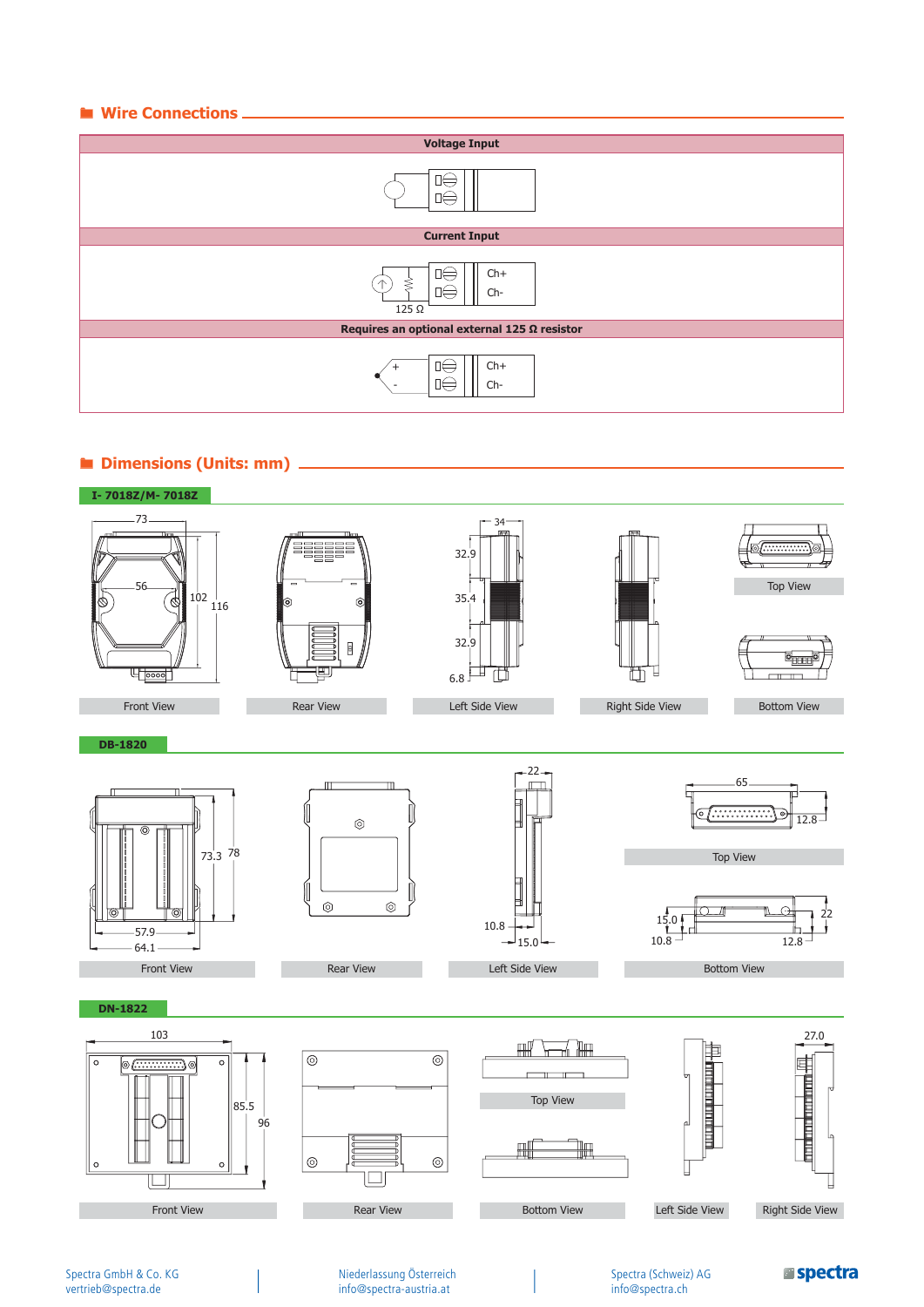## Wire Connections

**Voltage Input**

**Current Input**

Ch+
Ch-
125 Ω

**Requires an optional external 125 Ω resistor**

+
-
Ch+
Ch-

## Dimensions (Units: mm)

### I- 7018Z/M- 7018Z

73
56
102
116
34
32.9
35.4
32.9
6.8

Front View | Rear View | Left Side View | Right Side View | Top View | Bottom View

### DB-1820

73.3
78
57.9
64.1
22
10.8
15.0
65
12.8
15.0
10.8
22
12.8

Front View | Rear View | Left Side View | Top View | Bottom View

### DN-1822

103
85.5
96
27.0

Front View | Rear View | Top View | Bottom View | Left Side View | Right Side View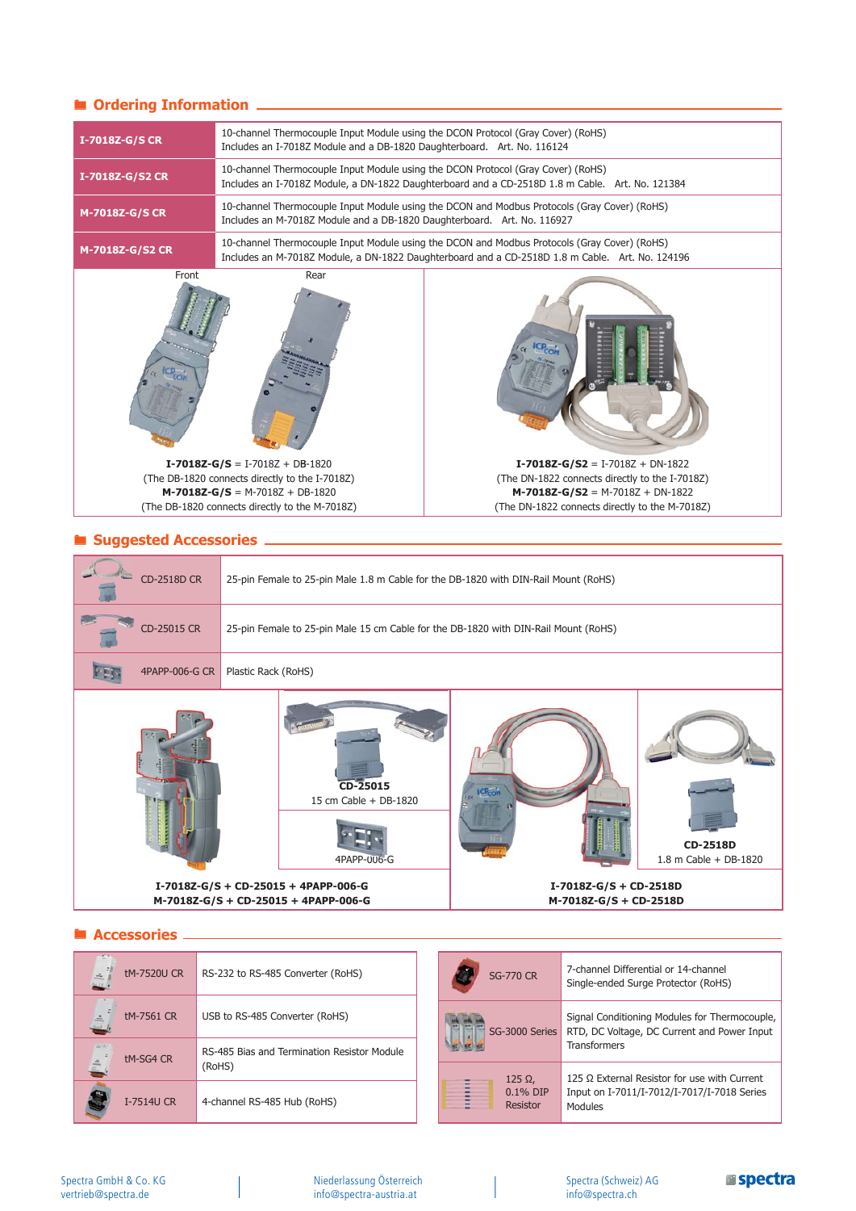## Ordering Information

| | |
|---|---|
| I-7018Z-G/S CR | 10-channel Thermocouple Input Module using the DCON Protocol (Gray Cover) (RoHS)<br>Includes an I-7018Z Module and a DB-1820 Daughterboard. Art. No. 116124 |
| I-7018Z-G/S2 CR | 10-channel Thermocouple Input Module using the DCON Protocol (Gray Cover) (RoHS)<br>Includes an I-7018Z Module, a DN-1822 Daughterboard and a CD-2518D 1.8 m Cable. Art. No. 121384 |
| M-7018Z-G/S CR | 10-channel Thermocouple Input Module using the DCON and Modbus Protocols (Gray Cover) (RoHS)<br>Includes an M-7018Z Module and a DB-1820 Daughterboard. Art. No. 116927 |
| M-7018Z-G/S2 CR | 10-channel Thermocouple Input Module using the DCON and Modbus Protocols (Gray Cover) (RoHS)<br>Includes an M-7018Z Module, a DN-1822 Daughterboard and a CD-2518D 1.8 m Cable. Art. No. 124196 |

Front Rear

**I-7018Z-G/S** = I-7018Z + DB-1820
(The DB-1820 connects directly to the I-7018Z)
**M-7018Z-G/S** = M-7018Z + DB-1820
(The DB-1820 connects directly to the M-7018Z)

**I-7018Z-G/S2** = I-7018Z + DN-1822
(The DN-1822 connects directly to the I-7018Z)
**M-7018Z-G/S2** = M-7018Z + DN-1822
(The DN-1822 connects directly to the M-7018Z)

## Suggested Accessories

| | |
|---|---|
| CD-2518D CR | 25-pin Female to 25-pin Male 1.8 m Cable for the DB-1820 with DIN-Rail Mount (RoHS) |
| CD-25015 CR | 25-pin Female to 25-pin Male 15 cm Cable for the DB-1820 with DIN-Rail Mount (RoHS) |
| 4PAPP-006-G CR | Plastic Rack (RoHS) |

**CD-25015**
15 cm Cable + DB-1820

4PAPP-006-G

**I-7018Z-G/S + CD-25015 + 4PAPP-006-G**
**M-7018Z-G/S + CD-25015 + 4PAPP-006-G**

**CD-2518D**
1.8 m Cable + DB-1820

**I-7018Z-G/S + CD-2518D**
**M-7018Z-G/S + CD-2518D**

## Accessories

| | |
|---|---|
| tM-7520U CR | RS-232 to RS-485 Converter (RoHS) |
| tM-7561 CR | USB to RS-485 Converter (RoHS) |
| tM-SG4 CR | RS-485 Bias and Termination Resistor Module (RoHS) |
| I-7514U CR | 4-channel RS-485 Hub (RoHS) |

| | |
|---|---|
| SG-770 CR | 7-channel Differential or 14-channel Single-ended Surge Protector (RoHS) |
| SG-3000 Series | Signal Conditioning Modules for Thermocouple, RTD, DC Voltage, DC Current and Power Input Transformers |
| 125 Ω, 0.1% DIP Resistor | 125 Ω External Resistor for use with Current Input on I-7011/I-7012/I-7017/I-7018 Series Modules |

Spectra GmbH & Co. KG
vertrieb@spectra.de

Niederlassung Österreich
info@spectra-austria.at

Spectra (Schweiz) AG
info@spectra.ch

spectra